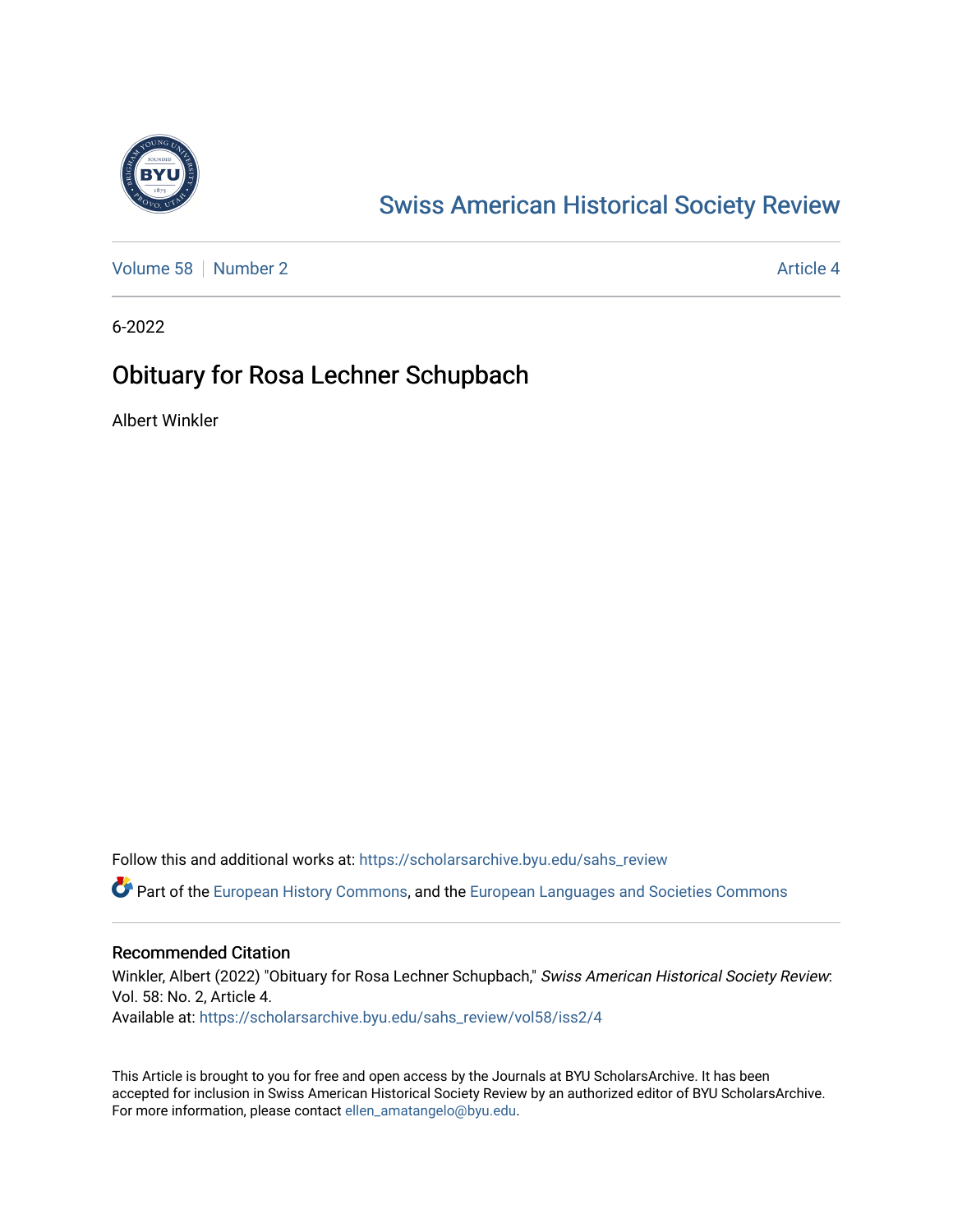Swiss American Historical Society Review

Volume 58 | Number 2 | Article 4

6-2022

# Obituary for Rosa Lechner Schupbach

Albert Winkler

Follow this and additional works at: https://scholarsarchive.byu.edu/sahs_review

Part of the European History Commons, and the European Languages and Societies Commons

## Recommended Citation

Winkler, Albert (2022) "Obituary for Rosa Lechner Schupbach," *Swiss American Historical Society Review*: Vol. 58: No. 2, Article 4.
Available at: https://scholarsarchive.byu.edu/sahs_review/vol58/iss2/4

This Article is brought to you for free and open access by the Journals at BYU ScholarsArchive. It has been accepted for inclusion in Swiss American Historical Society Review by an authorized editor of BYU ScholarsArchive. For more information, please contact ellen_amatangelo@byu.edu.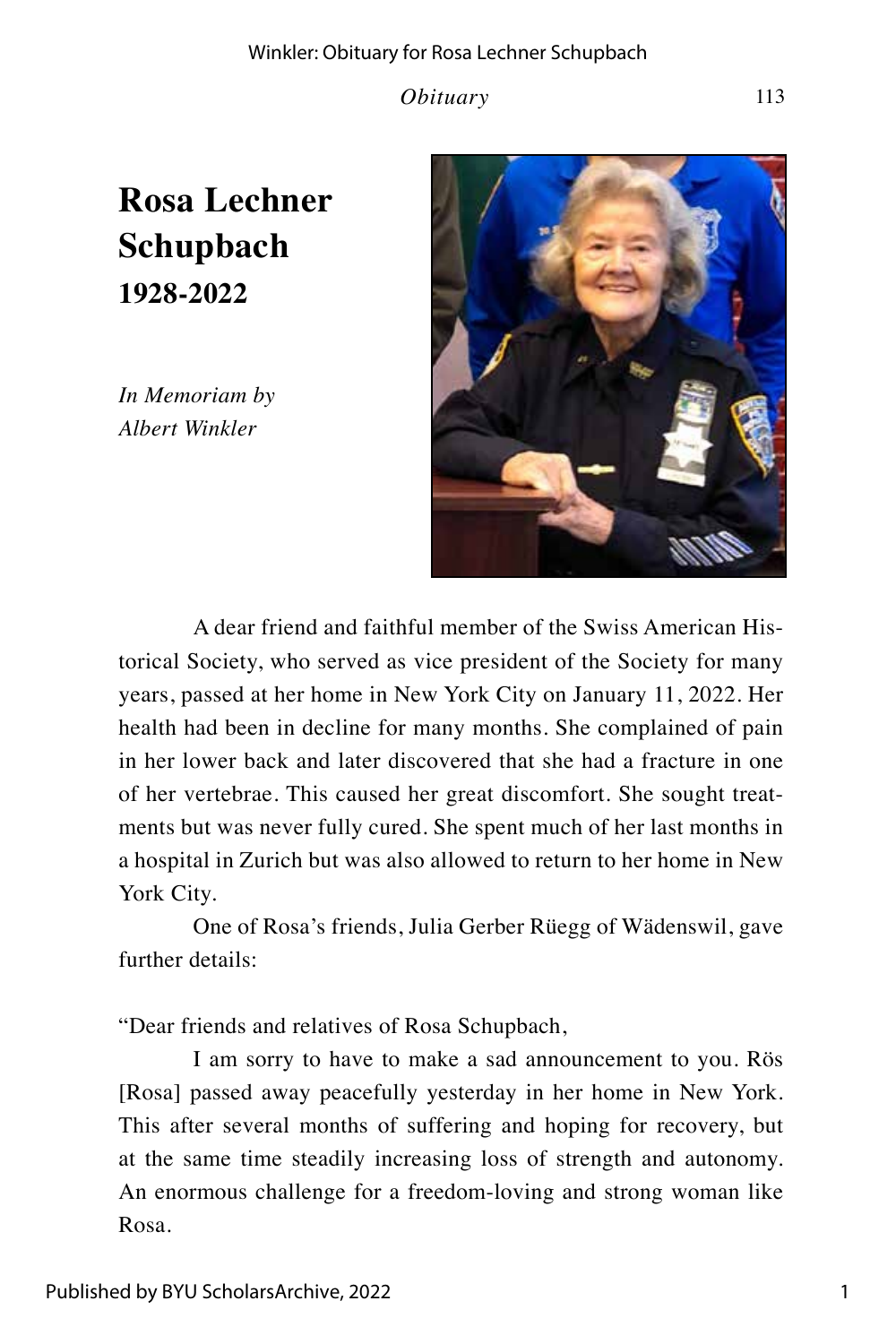# Rosa Lechner Schupbach

## 1928-2022

*In Memoriam by Albert Winkler*

A dear friend and faithful member of the Swiss American Historical Society, who served as vice president of the Society for many years, passed at her home in New York City on January 11, 2022. Her health had been in decline for many months. She complained of pain in her lower back and later discovered that she had a fracture in one of her vertebrae. This caused her great discomfort. She sought treatments but was never fully cured. She spent much of her last months in a hospital in Zurich but was also allowed to return to her home in New York City.

One of Rosa's friends, Julia Gerber Rüegg of Wädenswil, gave further details:

"Dear friends and relatives of Rosa Schupbach,

I am sorry to have to make a sad announcement to you. Rös [Rosa] passed away peacefully yesterday in her home in New York. This after several months of suffering and hoping for recovery, but at the same time steadily increasing loss of strength and autonomy. An enormous challenge for a freedom-loving and strong woman like Rosa.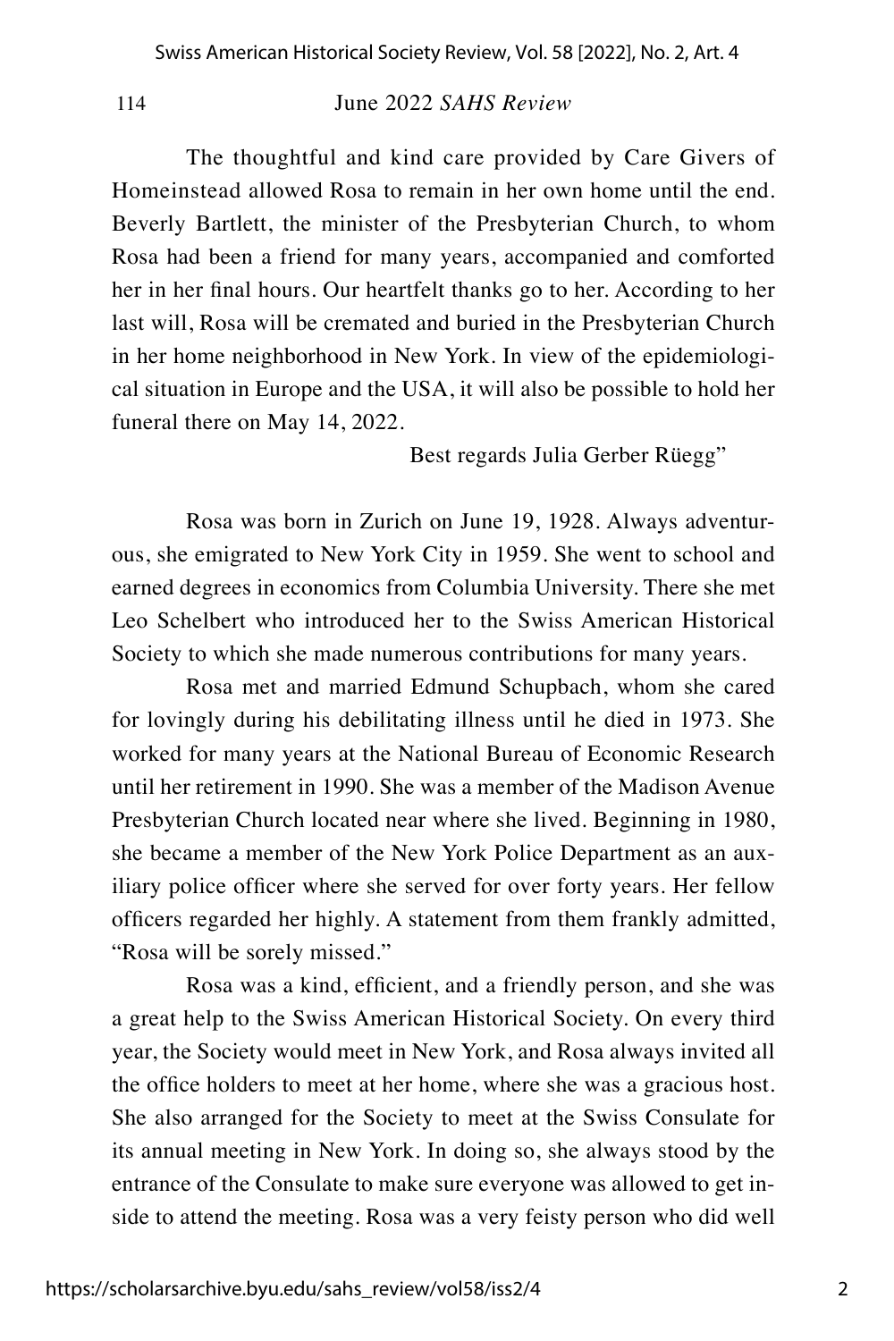The thoughtful and kind care provided by Care Givers of Homeinstead allowed Rosa to remain in her own home until the end. Beverly Bartlett, the minister of the Presbyterian Church, to whom Rosa had been a friend for many years, accompanied and comforted her in her final hours. Our heartfelt thanks go to her. According to her last will, Rosa will be cremated and buried in the Presbyterian Church in her home neighborhood in New York. In view of the epidemiological situation in Europe and the USA, it will also be possible to hold her funeral there on May 14, 2022.

Best regards Julia Gerber Rüegg"

Rosa was born in Zurich on June 19, 1928. Always adventurous, she emigrated to New York City in 1959. She went to school and earned degrees in economics from Columbia University. There she met Leo Schelbert who introduced her to the Swiss American Historical Society to which she made numerous contributions for many years.

Rosa met and married Edmund Schupbach, whom she cared for lovingly during his debilitating illness until he died in 1973. She worked for many years at the National Bureau of Economic Research until her retirement in 1990. She was a member of the Madison Avenue Presbyterian Church located near where she lived. Beginning in 1980, she became a member of the New York Police Department as an auxiliary police officer where she served for over forty years. Her fellow officers regarded her highly. A statement from them frankly admitted, "Rosa will be sorely missed."

Rosa was a kind, efficient, and a friendly person, and she was a great help to the Swiss American Historical Society. On every third year, the Society would meet in New York, and Rosa always invited all the office holders to meet at her home, where she was a gracious host. She also arranged for the Society to meet at the Swiss Consulate for its annual meeting in New York. In doing so, she always stood by the entrance of the Consulate to make sure everyone was allowed to get inside to attend the meeting. Rosa was a very feisty person who did well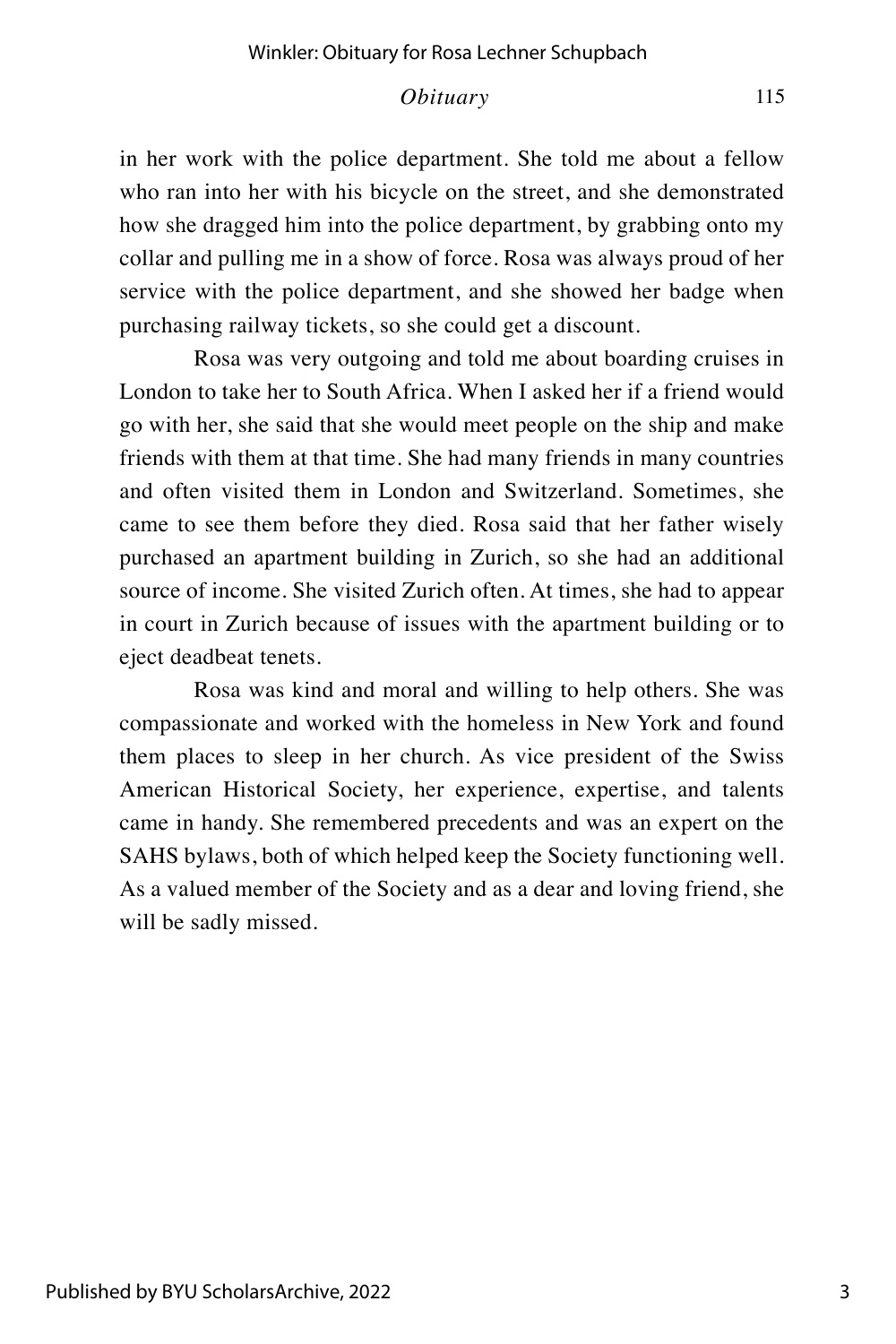in her work with the police department. She told me about a fellow who ran into her with his bicycle on the street, and she demonstrated how she dragged him into the police department, by grabbing onto my collar and pulling me in a show of force. Rosa was always proud of her service with the police department, and she showed her badge when purchasing railway tickets, so she could get a discount.

Rosa was very outgoing and told me about boarding cruises in London to take her to South Africa. When I asked her if a friend would go with her, she said that she would meet people on the ship and make friends with them at that time. She had many friends in many countries and often visited them in London and Switzerland. Sometimes, she came to see them before they died. Rosa said that her father wisely purchased an apartment building in Zurich, so she had an additional source of income. She visited Zurich often. At times, she had to appear in court in Zurich because of issues with the apartment building or to eject deadbeat tenets.

Rosa was kind and moral and willing to help others. She was compassionate and worked with the homeless in New York and found them places to sleep in her church. As vice president of the Swiss American Historical Society, her experience, expertise, and talents came in handy. She remembered precedents and was an expert on the SAHS bylaws, both of which helped keep the Society functioning well. As a valued member of the Society and as a dear and loving friend, she will be sadly missed.